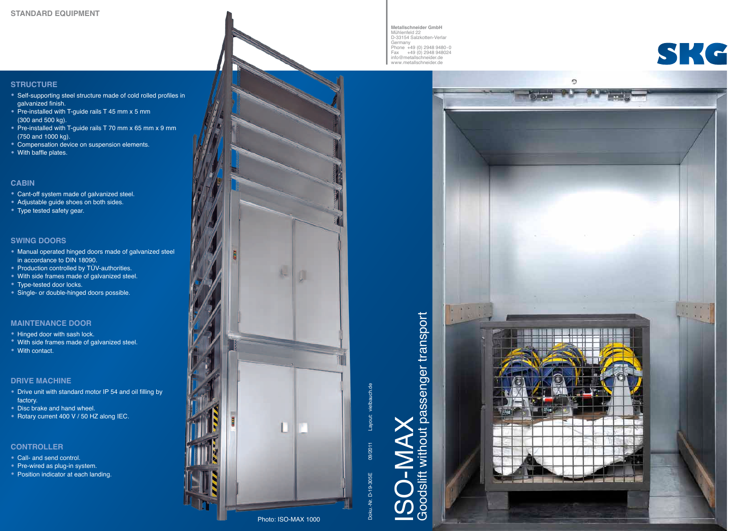## STANDARD EQUIPMENT

### STRUCTURE

- Self-supporting steel structure made of cold rolled profiles in galvanized finish.
- Pre-installed with T-guide rails T 45 mm x 5 mm (300 and 500 kg).
- Pre-installed with T-guide rails T 70 mm x 65 mm x 9 mm (750 and 1000 kg).
- Compensation device on suspension elements.
- With baffle plates.

### CABIN

- Cant-off system made of galvanized steel.
- Adjustable guide shoes on both sides.
- Type tested safety gear.

### SWING DOORS

- Manual operated hinged doors made of galvanized steel in accordance to DIN 18090.
- Production controlled by TÜV-authorities.
- With side frames made of galvanized steel.
- Type-tested door locks.
- Single- or double-hinged doors possible.

### MAINTENANCE DOOR

- Hinged door with sash lock.
- With side frames made of galvanized steel.
- With contact.

### DRIVE MACHINE

- Drive unit with standard motor IP 54 and oil filling by factory.
- Disc brake and hand wheel.
- Rotary current 400 V / 50 HZ along IEC.

### CONTROLLER

- Call- and send control.
- Pre-wired as plug-in system.
- Position indicator at each landing.

Photo: ISO-MAX 1000

Doku.-Nr. D-19-305E 09/2011 Layout: vielbauch.de

# ISO-MAX

## Goodslift without passenger transport

**Metallschneider GmbH**
Mühlenfeld 22
D-33154 Salzkotten-Verlar
Germany
Phone +49 (0) 2948 9480-0
Fax +49 (0) 2948 948024
info@metallschneider.de
www.metallschneider.de

SKG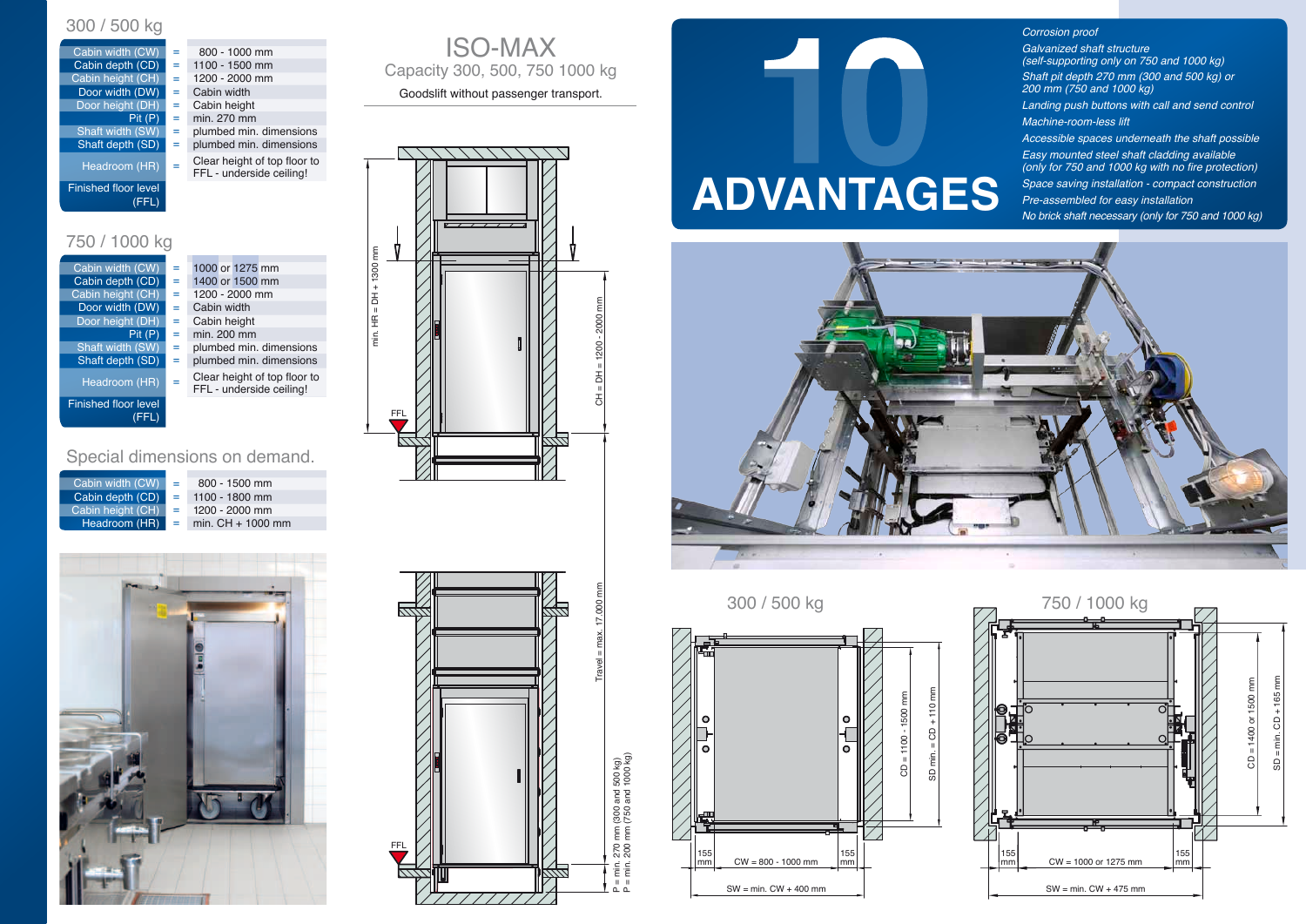## 300 / 500 kg

| | | |
|---|---|---|
| Cabin width (CW) | = | 800 - 1000 mm |
| Cabin depth (CD) | = | 1100 - 1500 mm |
| Cabin height (CH) | = | 1200 - 2000 mm |
| Door width (DW) | = | Cabin width |
| Door height (DH) | = | Cabin height |
| Pit (P) | = | min. 270 mm |
| Shaft width (SW) | = | plumbed min. dimensions |
| Shaft depth (SD) | = | plumbed min. dimensions |
| Headroom (HR) | = | Clear height of top floor to FFL - underside ceiling! |
| Finished floor level (FFL) | | |

## 750 / 1000 kg

| | | |
|---|---|---|
| Cabin width (CW) | = | 1000 or 1275 mm |
| Cabin depth (CD) | = | 1400 or 1500 mm |
| Cabin height (CH) | = | 1200 - 2000 mm |
| Door width (DW) | = | Cabin width |
| Door height (DH) | = | Cabin height |
| Pit (P) | = | min. 200 mm |
| Shaft width (SW) | = | plumbed min. dimensions |
| Shaft depth (SD) | = | plumbed min. dimensions |
| Headroom (HR) | = | Clear height of top floor to FFL - underside ceiling! |
| Finished floor level (FFL) | | |

## Special dimensions on demand.

| | | |
|---|---|---|
| Cabin width (CW) | = | 800 - 1500 mm |
| Cabin depth (CD) | = | 1100 - 1800 mm |
| Cabin height (CH) | = | 1200 - 2000 mm |
| Headroom (HR) | = | min. CH + 1000 mm |

# ISO-MAX

Capacity 300, 500, 750 1000 kg

Goodslift without passenger transport.

min. HR = DH + 1300 mm

CH = DH = 1200 - 2000 mm

FFL

Travel = max. 17.000 mm

FFL

P = min. 270 mm (300 and 500 kg)
P = min. 200 mm (750 and 1000 kg)

# 10 ADVANTAGES

- *Corrosion proof*
- *Galvanized shaft structure (self-supporting only on 750 and 1000 kg)*
- *Shaft pit depth 270 mm (300 and 500 kg) or 200 mm (750 and 1000 kg)*
- *Landing push buttons with call and send control*
- *Machine-room-less lift*
- *Accessible spaces underneath the shaft possible*
- *Easy mounted steel shaft cladding available (only for 750 and 1000 kg with no fire protection)*
- *Space saving installation - compact construction*
- *Pre-assembled for easy installation*
- *No brick shaft necessary (only for 750 and 1000 kg)*

## 300 / 500 kg

155 mm

CW = 800 - 1000 mm

155 mm

SW = min. CW + 400 mm

CD = 1100 - 1500 mm

SD min. = CD + 110 mm

## 750 / 1000 kg

155 mm

CW = 1000 or 1275 mm

155 mm

SW = min. CW + 475 mm

CD = 1400 or 1500 mm

SD = min. CD + 165 mm